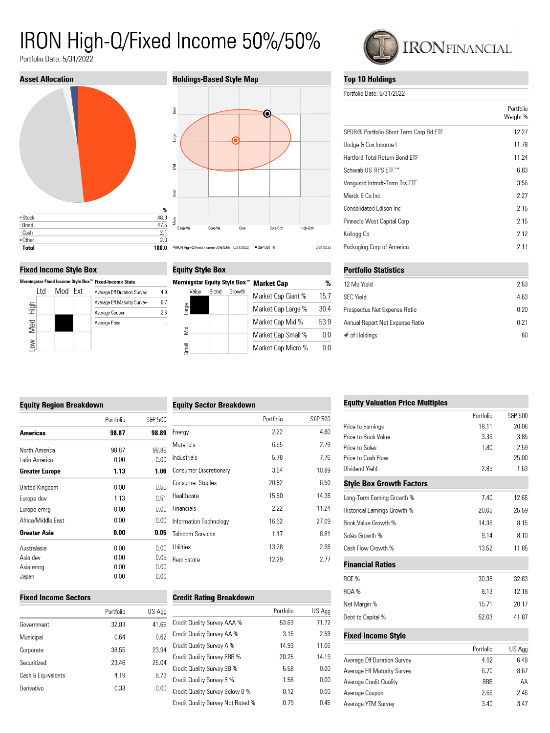# IRON High-Q/Fixed Income 50%/50%

Portfolio Date: 5/31/2022

IRONFINANCIAL

## Asset Allocation

| | % |
|---|---|
| Stock | 48.3 |
| Bond | 47.5 |
| Cash | 2.1 |
| Other | 2.0 |
| **Total** | **100.0** |

## Holdings-Based Style Map

Giant / Large / Mid / Small / Micro

Deep-Val / Core-Val / Core / Core-Grth / High-Grth

IRON High-Q/Fixed Income 50%/50% 5/31/2022 • S&P 500 TR 5/31/2022

## Top 10 Holdings

Portfolio Date: 5/31/2022

| | Portfolio Weight % |
|---|---|
| SPDR® Portfolio Short Term Corp Bd ETF | 12.27 |
| Dodge & Cox Income I | 11.78 |
| Hartford Total Return Bond ETF | 11.24 |
| Schwab US TIPS ETF™ | 6.83 |
| Vanguard Intmdt-Term Trs ETF | 3.56 |
| Merck & Co Inc | 2.27 |
| Consolidated Edison Inc | 2.15 |
| Pinnacle West Capital Corp | 2.15 |
| Kellogg Co | 2.12 |
| Packaging Corp of America | 2.11 |

## Fixed Income Style Box

Morningstar Fixed Income Style Box™ (Ltd / Mod / Ext; High / Med / Low)

| Fixed-Income Stats | |
|---|---|
| Average Eff Duration Survey | 4.9 |
| Average Eff Maturity Survey | 6.7 |
| Average Coupon | 2.6 |
| Average Price | - |

## Equity Style Box

Morningstar Equity Style Box™ (Value / Blend / Growth; Large / Mid / Small)

| Market Cap | % |
|---|---|
| Market Cap Giant % | 15.7 |
| Market Cap Large % | 30.4 |
| Market Cap Mid % | 53.9 |
| Market Cap Small % | 0.0 |
| Market Cap Micro % | 0.0 |

## Portfolio Statistics

| | |
|---|---|
| 12 Mo Yield | 2.53 |
| SEC Yield | 4.63 |
| Prospectus Net Expense Ratio | 0.20 |
| Annual Report Net Expense Ratio | 0.21 |
| # of Holdings | 60 |

## Equity Region Breakdown

| | Portfolio | S&P 500 |
|---|---|---|
| **Americas** | **98.87** | **98.89** |
| North America | 98.87 | 98.89 |
| Latin America | 0.00 | 0.00 |
| **Greater Europe** | **1.13** | **1.06** |
| United Kingdom | 0.00 | 0.55 |
| Europe dev | 1.13 | 0.51 |
| Europe emrg | 0.00 | 0.00 |
| Africa/Middle East | 0.00 | 0.00 |
| **Greater Asia** | **0.00** | **0.05** |
| Australasia | 0.00 | 0.00 |
| Asia dev | 0.00 | 0.05 |
| Asia emrg | 0.00 | 0.00 |
| Japan | 0.00 | 0.00 |

## Equity Sector Breakdown

| | Portfolio | S&P 500 |
|---|---|---|
| Energy | 2.22 | 4.80 |
| Materials | 6.55 | 2.79 |
| Industrials | 5.78 | 7.76 |
| Consumer Discretionary | 3.54 | 10.89 |
| Consumer Staples | 20.82 | 6.50 |
| Healthcare | 15.50 | 14.38 |
| Financials | 2.22 | 11.24 |
| Information Technology | 16.62 | 27.09 |
| Telecom Services | 1.17 | 8.81 |
| Utilities | 13.28 | 2.98 |
| Real Estate | 12.29 | 2.77 |

## Equity Valuation Price Multiples

| | Portfolio | S&P 500 |
|---|---|---|
| Price to Earnings | 18.11 | 20.06 |
| Price to Book Value | 3.36 | 3.85 |
| Price to Sales | 1.80 | 2.59 |
| Price to Cash Flow | | 25.00 |
| Dividend Yield | 2.85 | 1.63 |

## Style Box Growth Factors

| | | |
|---|---|---|
| Long-Term Earning Growth % | 7.40 | 12.65 |
| Historical Earnings Growth % | 20.65 | 25.59 |
| Book Value Growth % | 14.36 | 8.15 |
| Sales Growth % | 9.14 | 8.10 |
| Cash Flow Growth % | 13.52 | 11.85 |

## Financial Ratios

| | | |
|---|---|---|
| ROE % | 30.36 | 32.83 |
| ROA % | 8.13 | 12.18 |
| Net Margin % | 15.71 | 20.17 |
| Debt to Capital % | 52.03 | 41.87 |

## Fixed Income Sectors

| | Portfolio | US Agg |
|---|---|---|
| Government | 32.83 | 41.68 |
| Municipal | 0.64 | 0.62 |
| Corporate | 38.55 | 23.94 |
| Securitized | 23.46 | 25.04 |
| Cash & Equivalents | 4.19 | 8.73 |
| Derivative | 0.33 | 0.00 |

## Credit Rating Breakdown

| | Portfolio | US Agg |
|---|---|---|
| Credit Quality Survey AAA % | 53.63 | 71.72 |
| Credit Quality Survey AA % | 3.15 | 2.58 |
| Credit Quality Survey A % | 14.93 | 11.06 |
| Credit Quality Survey BBB % | 20.25 | 14.19 |
| Credit Quality Survey BB % | 5.58 | 0.00 |
| Credit Quality Survey B % | 1.56 | 0.00 |
| Credit Quality Survey Below B % | 0.12 | 0.00 |
| Credit Quality Survey Not Rated % | 0.79 | 0.45 |

## Fixed Income Style

| | Portfolio | US Agg |
|---|---|---|
| Average Eff Duration Survey | 4.92 | 6.48 |
| Average Eff Maturity Survey | 6.70 | 8.67 |
| Average Credit Quality | BBB | AA |
| Average Coupon | 2.66 | 2.46 |
| Average YTM Survey | 3.40 | 3.47 |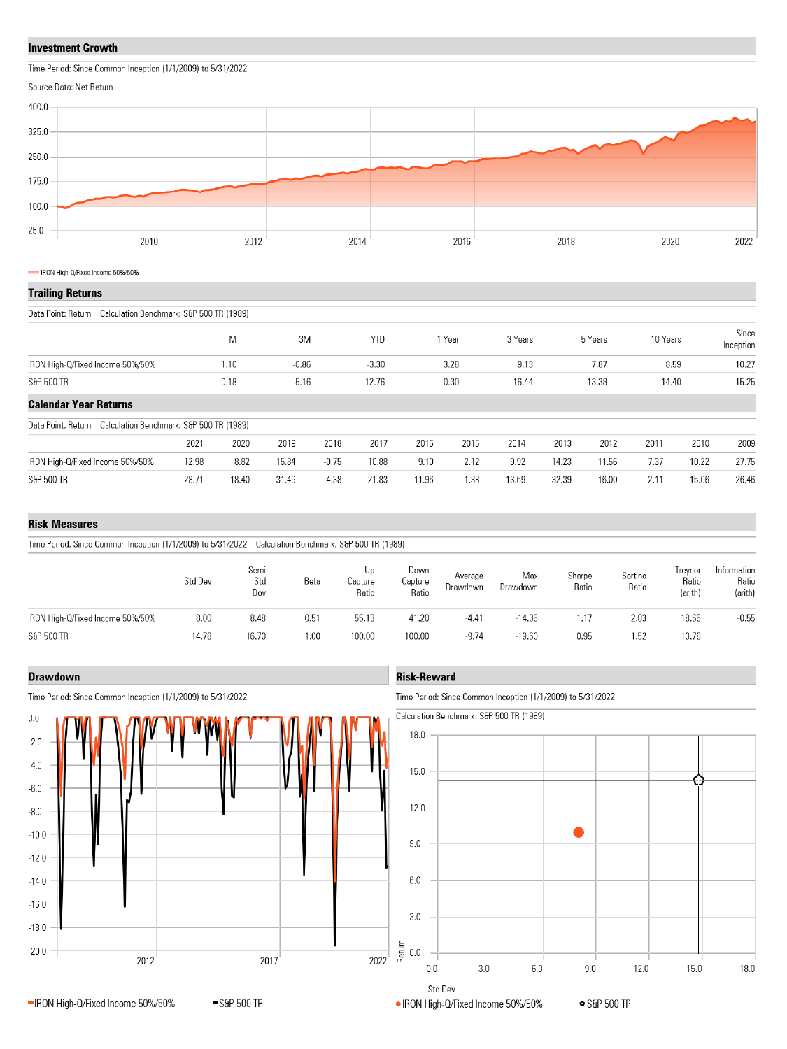## Investment Growth

Time Period: Since Common Inception (1/1/2009) to 5/31/2022

Source Data: Net Return

IRON High-Q/Fixed Income 50%/50%

## Trailing Returns

Data Point: Return Calculation Benchmark: S&P 500 TR (1989)

| | M | 3M | YTD | 1 Year | 3 Years | 5 Years | 10 Years | Since Inception |
|---|---|---|---|---|---|---|---|---|
| IRON High-Q/Fixed Income 50%/50% | 1.10 | -0.86 | -3.30 | 3.28 | 9.13 | 7.87 | 8.59 | 10.27 |
| S&P 500 TR | 0.18 | -5.16 | -12.76 | -0.30 | 16.44 | 13.38 | 14.40 | 15.25 |

## Calendar Year Returns

Data Point: Return Calculation Benchmark: S&P 500 TR (1989)

| | 2021 | 2020 | 2019 | 2018 | 2017 | 2016 | 2015 | 2014 | 2013 | 2012 | 2011 | 2010 | 2009 |
|---|---|---|---|---|---|---|---|---|---|---|---|---|---|
| IRON High-Q/Fixed Income 50%/50% | 12.98 | 8.82 | 15.84 | -0.75 | 10.88 | 9.10 | 2.12 | 9.92 | 14.23 | 11.56 | 7.37 | 10.22 | 27.75 |
| S&P 500 TR | 28.71 | 18.40 | 31.49 | -4.38 | 21.83 | 11.96 | 1.38 | 13.69 | 32.39 | 16.00 | 2.11 | 15.06 | 26.46 |

## Risk Measures

Time Period: Since Common Inception (1/1/2009) to 5/31/2022 Calculation Benchmark: S&P 500 TR (1989)

| | Std Dev | Semi Std Dev | Beta | Up Capture Ratio | Down Capture Ratio | Average Drawdown | Max Drawdown | Sharpe Ratio | Sortino Ratio | Treynor Ratio (arith) | Information Ratio (arith) |
|---|---|---|---|---|---|---|---|---|---|---|---|
| IRON High-Q/Fixed Income 50%/50% | 8.00 | 8.48 | 0.51 | 55.13 | 41.20 | -4.41 | -14.06 | 1.17 | 2.03 | 18.65 | -0.55 |
| S&P 500 TR | 14.78 | 16.70 | 1.00 | 100.00 | 100.00 | -9.74 | -19.60 | 0.95 | 1.52 | 13.78 | |

## Drawdown

Time Period: Since Common Inception (1/1/2009) to 5/31/2022

IRON High-Q/Fixed Income 50%/50% — S&P 500 TR

## Risk-Reward

Time Period: Since Common Inception (1/1/2009) to 5/31/2022

Calculation Benchmark: S&P 500 TR (1989)

IRON High-Q/Fixed Income 50%/50% — S&P 500 TR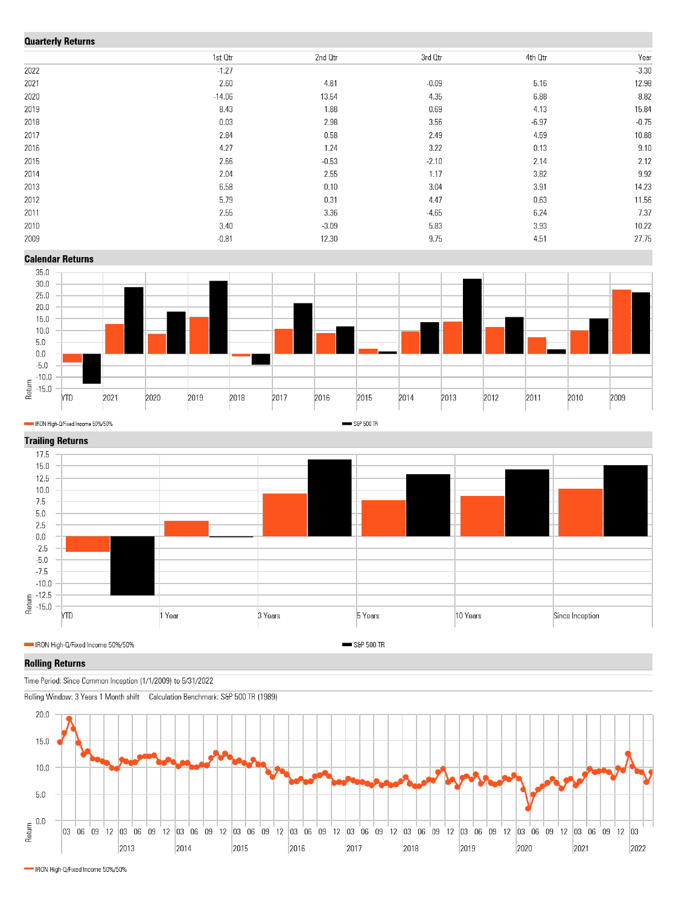## Quarterly Returns

| | 1st Qtr | 2nd Qtr | 3rd Qtr | 4th Qtr | Year |
|---|---|---|---|---|---|
| 2022 | -1.27 | | | | -3.30 |
| 2021 | 2.60 | 4.81 | -0.09 | 5.16 | 12.98 |
| 2020 | -14.06 | 13.54 | 4.35 | 6.88 | 8.82 |
| 2019 | 8.43 | 1.88 | 0.69 | 4.13 | 15.84 |
| 2018 | 0.03 | 2.98 | 3.56 | -6.97 | -0.75 |
| 2017 | 2.84 | 0.58 | 2.49 | 4.59 | 10.88 |
| 2016 | 4.27 | 1.24 | 3.22 | 0.13 | 9.10 |
| 2015 | 2.66 | -0.53 | -2.10 | 2.14 | 2.12 |
| 2014 | 2.04 | 2.55 | 1.17 | 3.82 | 9.92 |
| 2013 | 6.58 | 0.10 | 3.04 | 3.91 | 14.23 |
| 2012 | 5.79 | 0.31 | 4.47 | 0.63 | 11.56 |
| 2011 | 2.55 | 3.36 | -4.65 | 6.24 | 7.37 |
| 2010 | 3.40 | -3.09 | 5.83 | 3.93 | 10.22 |
| 2009 | -0.81 | 12.30 | 9.75 | 4.51 | 27.75 |

## Calendar Returns

Return

YTD 2021 2020 2019 2018 2017 2016 2015 2014 2013 2012 2011 2010 2009

IRON High-Q/Fixed Income 50%/50% | S&P 500 TR

## Trailing Returns

Return

YTD | 1 Year | 3 Years | 5 Years | 10 Years | Since Inception

IRON High-Q/Fixed Income 50%/50% | S&P 500 TR

## Rolling Returns

Time Period: Since Common Inception (1/1/2009) to 5/31/2022

Rolling Window: 3 Years 1 Month shift Calculation Benchmark: S&P 500 TR (1989)

Return

IRON High-Q/Fixed Income 50%/50%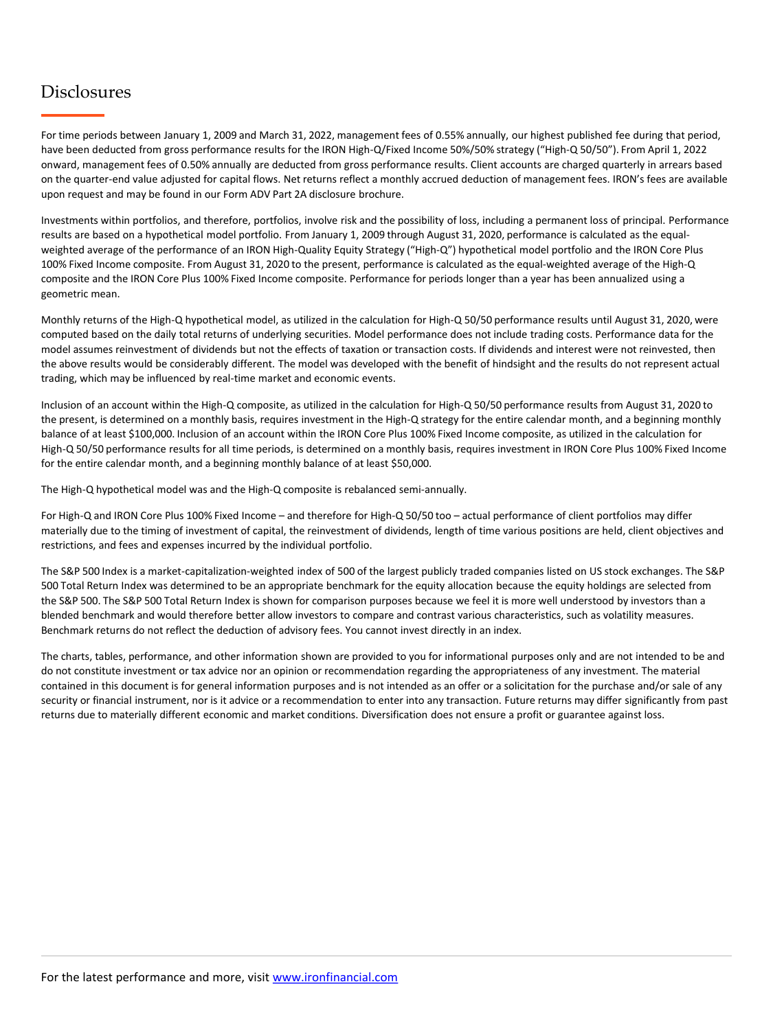# Disclosures

For time periods between January 1, 2009 and March 31, 2022, management fees of 0.55% annually, our highest published fee during that period, have been deducted from gross performance results for the IRON High-Q/Fixed Income 50%/50% strategy ("High-Q 50/50"). From April 1, 2022 onward, management fees of 0.50% annually are deducted from gross performance results. Client accounts are charged quarterly in arrears based on the quarter-end value adjusted for capital flows. Net returns reflect a monthly accrued deduction of management fees. IRON's fees are available upon request and may be found in our Form ADV Part 2A disclosure brochure.

Investments within portfolios, and therefore, portfolios, involve risk and the possibility of loss, including a permanent loss of principal. Performance results are based on a hypothetical model portfolio. From January 1, 2009 through August 31, 2020, performance is calculated as the equal-weighted average of the performance of an IRON High-Quality Equity Strategy ("High-Q") hypothetical model portfolio and the IRON Core Plus 100% Fixed Income composite. From August 31, 2020 to the present, performance is calculated as the equal-weighted average of the High-Q composite and the IRON Core Plus 100% Fixed Income composite. Performance for periods longer than a year has been annualized using a geometric mean.

Monthly returns of the High-Q hypothetical model, as utilized in the calculation for High-Q 50/50 performance results until August 31, 2020, were computed based on the daily total returns of underlying securities. Model performance does not include trading costs. Performance data for the model assumes reinvestment of dividends but not the effects of taxation or transaction costs. If dividends and interest were not reinvested, then the above results would be considerably different. The model was developed with the benefit of hindsight and the results do not represent actual trading, which may be influenced by real-time market and economic events.

Inclusion of an account within the High-Q composite, as utilized in the calculation for High-Q 50/50 performance results from August 31, 2020 to the present, is determined on a monthly basis, requires investment in the High-Q strategy for the entire calendar month, and a beginning monthly balance of at least $100,000. Inclusion of an account within the IRON Core Plus 100% Fixed Income composite, as utilized in the calculation for High-Q 50/50 performance results for all time periods, is determined on a monthly basis, requires investment in IRON Core Plus 100% Fixed Income for the entire calendar month, and a beginning monthly balance of at least $50,000.

The High-Q hypothetical model was and the High-Q composite is rebalanced semi-annually.

For High-Q and IRON Core Plus 100% Fixed Income – and therefore for High-Q 50/50 too – actual performance of client portfolios may differ materially due to the timing of investment of capital, the reinvestment of dividends, length of time various positions are held, client objectives and restrictions, and fees and expenses incurred by the individual portfolio.

The S&P 500 Index is a market-capitalization-weighted index of 500 of the largest publicly traded companies listed on US stock exchanges. The S&P 500 Total Return Index was determined to be an appropriate benchmark for the equity allocation because the equity holdings are selected from the S&P 500. The S&P 500 Total Return Index is shown for comparison purposes because we feel it is more well understood by investors than a blended benchmark and would therefore better allow investors to compare and contrast various characteristics, such as volatility measures. Benchmark returns do not reflect the deduction of advisory fees. You cannot invest directly in an index.

The charts, tables, performance, and other information shown are provided to you for informational purposes only and are not intended to be and do not constitute investment or tax advice nor an opinion or recommendation regarding the appropriateness of any investment. The material contained in this document is for general information purposes and is not intended as an offer or a solicitation for the purchase and/or sale of any security or financial instrument, nor is it advice or a recommendation to enter into any transaction. Future returns may differ significantly from past returns due to materially different economic and market conditions. Diversification does not ensure a profit or guarantee against loss.

For the latest performance and more, visit www.ironfinancial.com